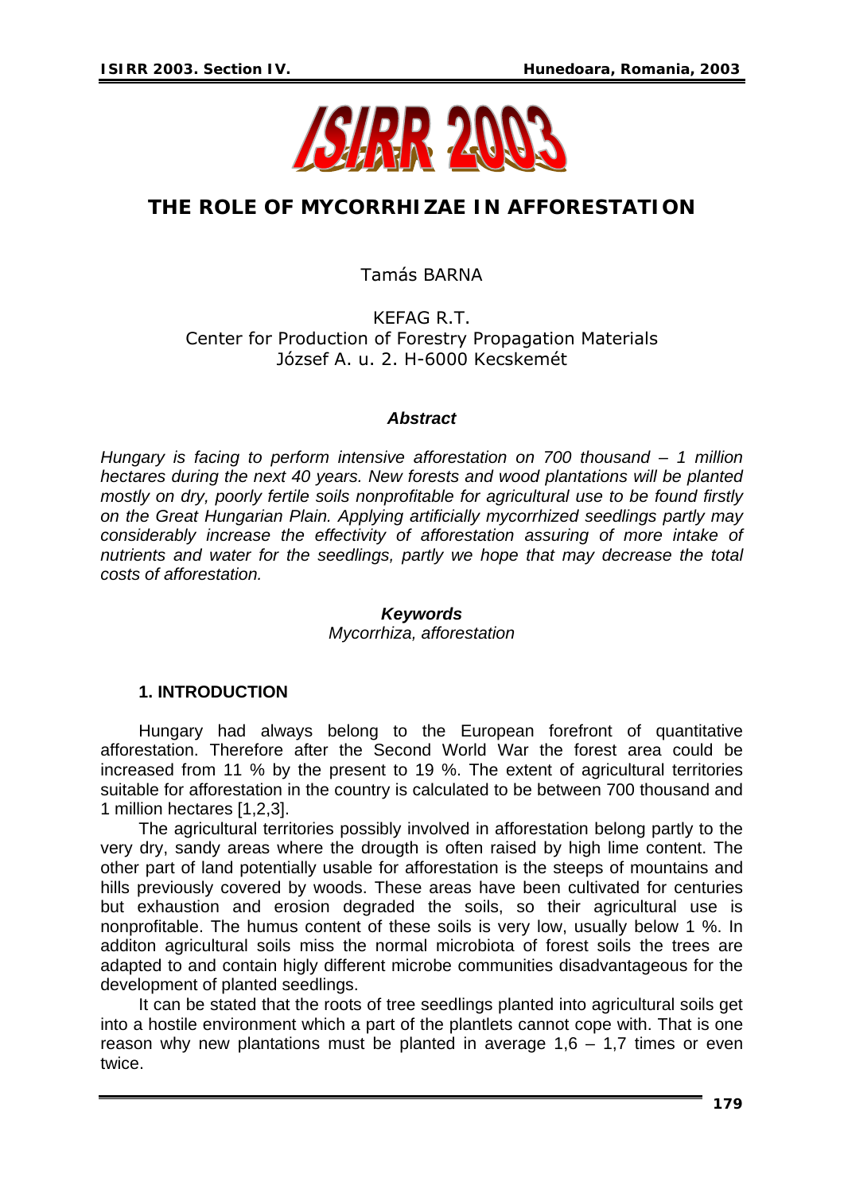# THE ROLE OF MYCORRHIZAE IN AFFORESTATION

Tamás BARNA

KEFAG R.T.
Center for Production of Forestry Propagation Materials
József A. u. 2. H-6000 Kecskemét

***Abstract***

*Hungary is facing to perform intensive afforestation on 700 thousand – 1 million hectares during the next 40 years. New forests and wood plantations will be planted mostly on dry, poorly fertile soils nonprofitable for agricultural use to be found firstly on the Great Hungarian Plain. Applying artificially mycorrhized seedlings partly may considerably increase the effectivity of afforestation assuring of more intake of nutrients and water for the seedlings, partly we hope that may decrease the total costs of afforestation.*

***Keywords***

*Mycorrhiza, afforestation*

## 1. INTRODUCTION

Hungary had always belong to the European forefront of quantitative afforestation. Therefore after the Second World War the forest area could be increased from 11 % by the present to 19 %. The extent of agricultural territories suitable for afforestation in the country is calculated to be between 700 thousand and 1 million hectares [1,2,3].

The agricultural territories possibly involved in afforestation belong partly to the very dry, sandy areas where the drought is often raised by high lime content. The other part of land potentially usable for afforestation is the steeps of mountains and hills previously covered by woods. These areas have been cultivated for centuries but exhaustion and erosion degraded the soils, so their agricultural use is nonprofitable. The humus content of these soils is very low, usually below 1 %. In additon agricultural soils miss the normal microbiota of forest soils the trees are adapted to and contain higly different microbe communities disadvantageous for the development of planted seedlings.

It can be stated that the roots of tree seedlings planted into agricultural soils get into a hostile environment which a part of the plantlets cannot cope with. That is one reason why new plantations must be planted in average 1,6 – 1,7 times or even twice.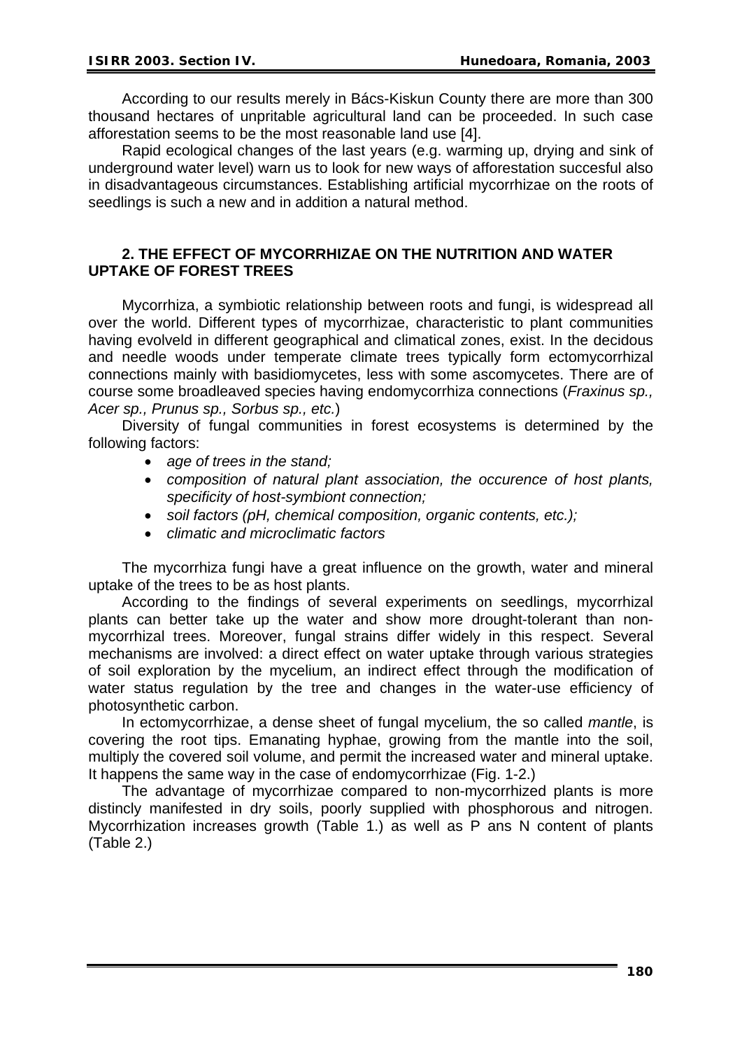According to our results merely in Bács-Kiskun County there are more than 300 thousand hectares of unpritable agricultural land can be proceeded. In such case afforestation seems to be the most reasonable land use [4].

Rapid ecological changes of the last years (e.g. warming up, drying and sink of underground water level) warn us to look for new ways of afforestation succesful also in disadvantageous circumstances. Establishing artificial mycorrhizae on the roots of seedlings is such a new and in addition a natural method.

## 2. THE EFFECT OF MYCORRHIZAE ON THE NUTRITION AND WATER UPTAKE OF FOREST TREES

Mycorrhiza, a symbiotic relationship between roots and fungi, is widespread all over the world. Different types of mycorrhizae, characteristic to plant communities having evolveld in different geographical and climatical zones, exist. In the decidous and needle woods under temperate climate trees typically form ectomycorrhizal connections mainly with basidiomycetes, less with some ascomycetes. There are of course some broadleaved species having endomycorrhiza connections (*Fraxinus sp., Acer sp., Prunus sp., Sorbus sp., etc.*)

Diversity of fungal communities in forest ecosystems is determined by the following factors:

- *age of trees in the stand;*
- *composition of natural plant association, the occurence of host plants, specificity of host-symbiont connection;*
- *soil factors (pH, chemical composition, organic contents, etc.);*
- *climatic and microclimatic factors*

The mycorrhiza fungi have a great influence on the growth, water and mineral uptake of the trees to be as host plants.

According to the findings of several experiments on seedlings, mycorrhizal plants can better take up the water and show more drought-tolerant than non-mycorrhizal trees. Moreover, fungal strains differ widely in this respect. Several mechanisms are involved: a direct effect on water uptake through various strategies of soil exploration by the mycelium, an indirect effect through the modification of water status regulation by the tree and changes in the water-use efficiency of photosynthetic carbon.

In ectomycorrhizae, a dense sheet of fungal mycelium, the so called *mantle*, is covering the root tips. Emanating hyphae, growing from the mantle into the soil, multiply the covered soil volume, and permit the increased water and mineral uptake. It happens the same way in the case of endomycorrhizae (Fig. 1-2.)

The advantage of mycorrhizae compared to non-mycorrhized plants is more distinctly manifested in dry soils, poorly supplied with phosphorous and nitrogen. Mycorrhization increases growth (Table 1.) as well as P ans N content of plants (Table 2.)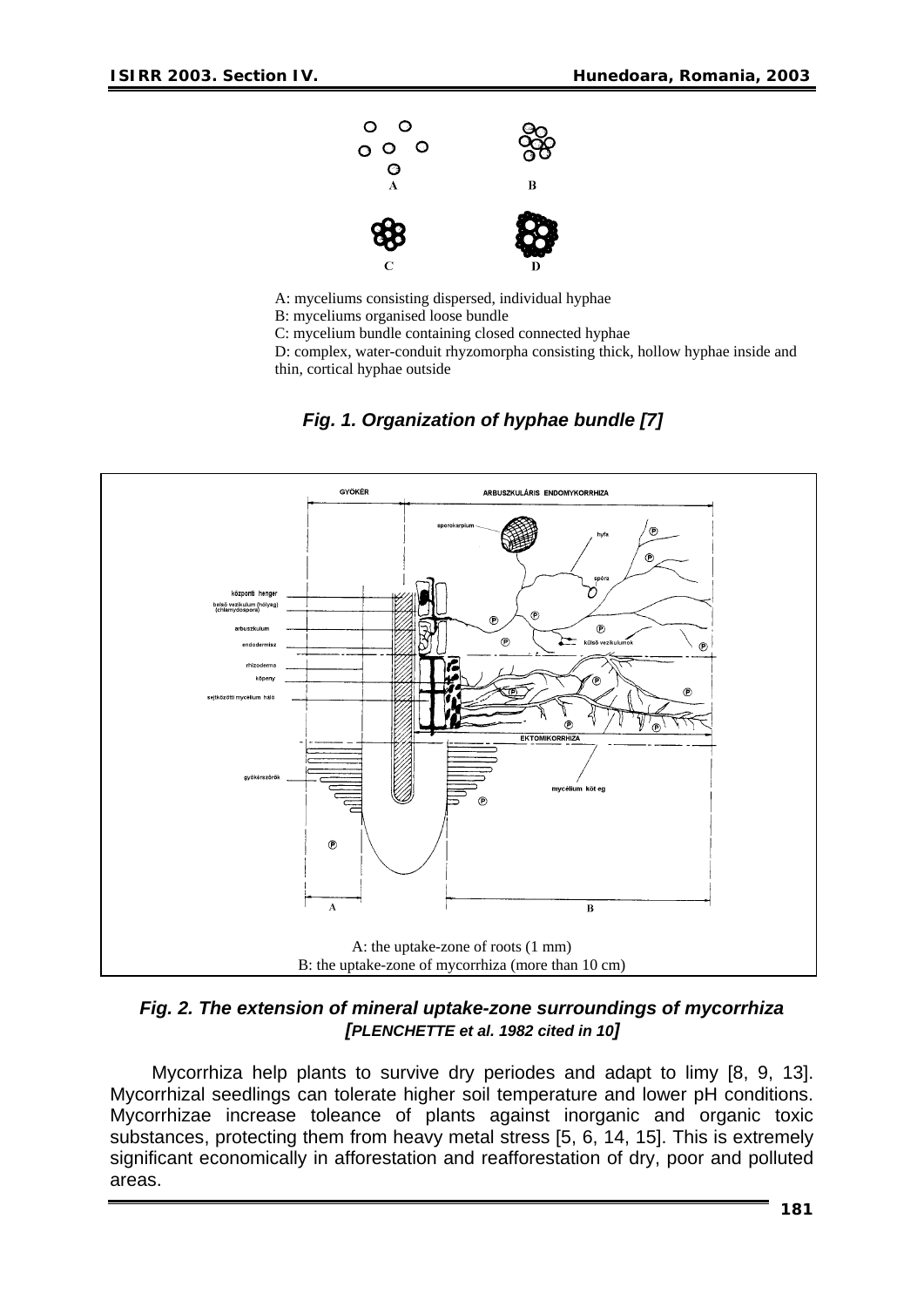A: myceliums consisting dispersed, individual hyphae
B: myceliums organised loose bundle
C: mycelium bundle containing closed connected hyphae
D: complex, water-conduit rhyzomorpha consisting thick, hollow hyphae inside and thin, cortical hyphae outside

***Fig. 1. Organization of hyphae bundle [7]***

A: the uptake-zone of roots (1 mm)
B: the uptake-zone of mycorrhiza (more than 10 cm)

***Fig. 2. The extension of mineral uptake-zone surroundings of mycorrhiza [PLENCHETTE et al. 1982 cited in 10]***

Mycorrhiza help plants to survive dry periodes and adapt to limy [8, 9, 13]. Mycorrhizal seedlings can tolerate higher soil temperature and lower pH conditions. Mycorrhizae increase toleance of plants against inorganic and organic toxic substances, protecting them from heavy metal stress [5, 6, 14, 15]. This is extremely significant economically in afforestation and reafforestation of dry, poor and polluted areas.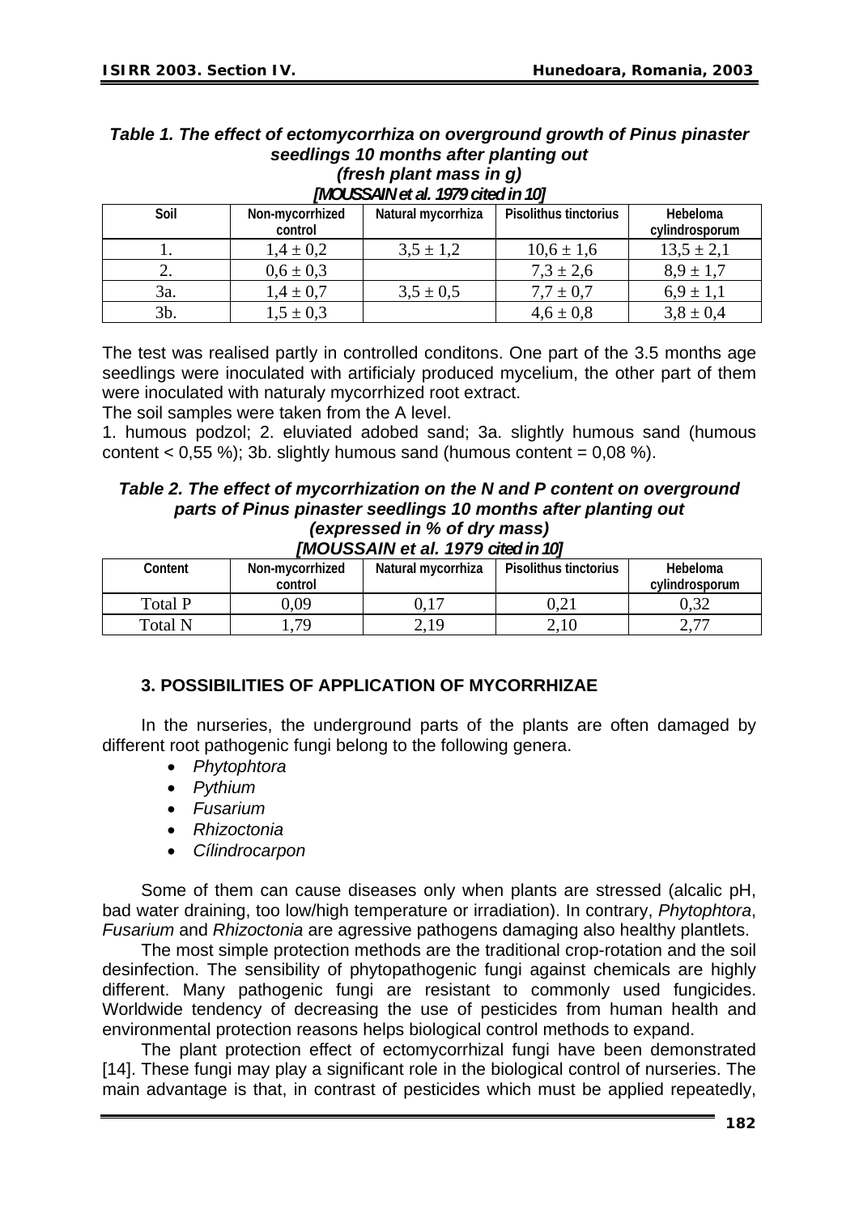***Table 1. The effect of ectomycorrhiza on overground growth of Pinus pinaster seedlings 10 months after planting out (fresh plant mass in g) [MOUSSAIN et al. 1979 cited in 10]***

| Soil | Non-mycorrhized control | Natural mycorrhiza | Pisolithus tinctorius | Hebeloma cylindrosporum |
|---|---|---|---|---|
| 1. | 1,4 ± 0,2 | 3,5 ± 1,2 | 10,6 ± 1,6 | 13,5 ± 2,1 |
| 2. | 0,6 ± 0,3 | | 7,3 ± 2,6 | 8,9 ± 1,7 |
| 3a. | 1,4 ± 0,7 | 3,5 ± 0,5 | 7,7 ± 0,7 | 6,9 ± 1,1 |
| 3b. | 1,5 ± 0,3 | | 4,6 ± 0,8 | 3,8 ± 0,4 |

The test was realised partly in controlled conditons. One part of the 3.5 months age seedlings were inoculated with artificialy produced mycelium, the other part of them were inoculated with naturaly mycorrhized root extract.

The soil samples were taken from the A level.

1. humous podzol; 2. eluviated adobed sand; 3a. slightly humous sand (humous content < 0,55 %); 3b. slightly humous sand (humous content = 0,08 %).

***Table 2. The effect of mycorrhization on the N and P content on overground parts of Pinus pinaster seedlings 10 months after planting out (expressed in % of dry mass) [MOUSSAIN et al. 1979 cited in 10]***

| Content | Non-mycorrhized control | Natural mycorrhiza | Pisolithus tinctorius | Hebeloma cylindrosporum |
|---|---|---|---|---|
| Total P | 0,09 | 0,17 | 0,21 | 0,32 |
| Total N | 1,79 | 2,19 | 2,10 | 2,77 |

## 3. POSSIBILITIES OF APPLICATION OF MYCORRHIZAE

In the nurseries, the underground parts of the plants are often damaged by different root pathogenic fungi belong to the following genera.

- *Phytophtora*
- *Pythium*
- *Fusarium*
- *Rhizoctonia*
- *Cílindrocarpon*

Some of them can cause diseases only when plants are stressed (alcalic pH, bad water draining, too low/high temperature or irradiation). In contrary, *Phytophtora*, *Fusarium* and *Rhizoctonia* are agressive pathogens damaging also healthy plantlets.

The most simple protection methods are the traditional crop-rotation and the soil desinfection. The sensibility of phytopathogenic fungi against chemicals are highly different. Many pathogenic fungi are resistant to commonly used fungicides. Worldwide tendency of decreasing the use of pesticides from human health and environmental protection reasons helps biological control methods to expand.

The plant protection effect of ectomycorrhizal fungi have been demonstrated [14]. These fungi may play a significant role in the biological control of nurseries. The main advantage is that, in contrast of pesticides which must be applied repeatedly,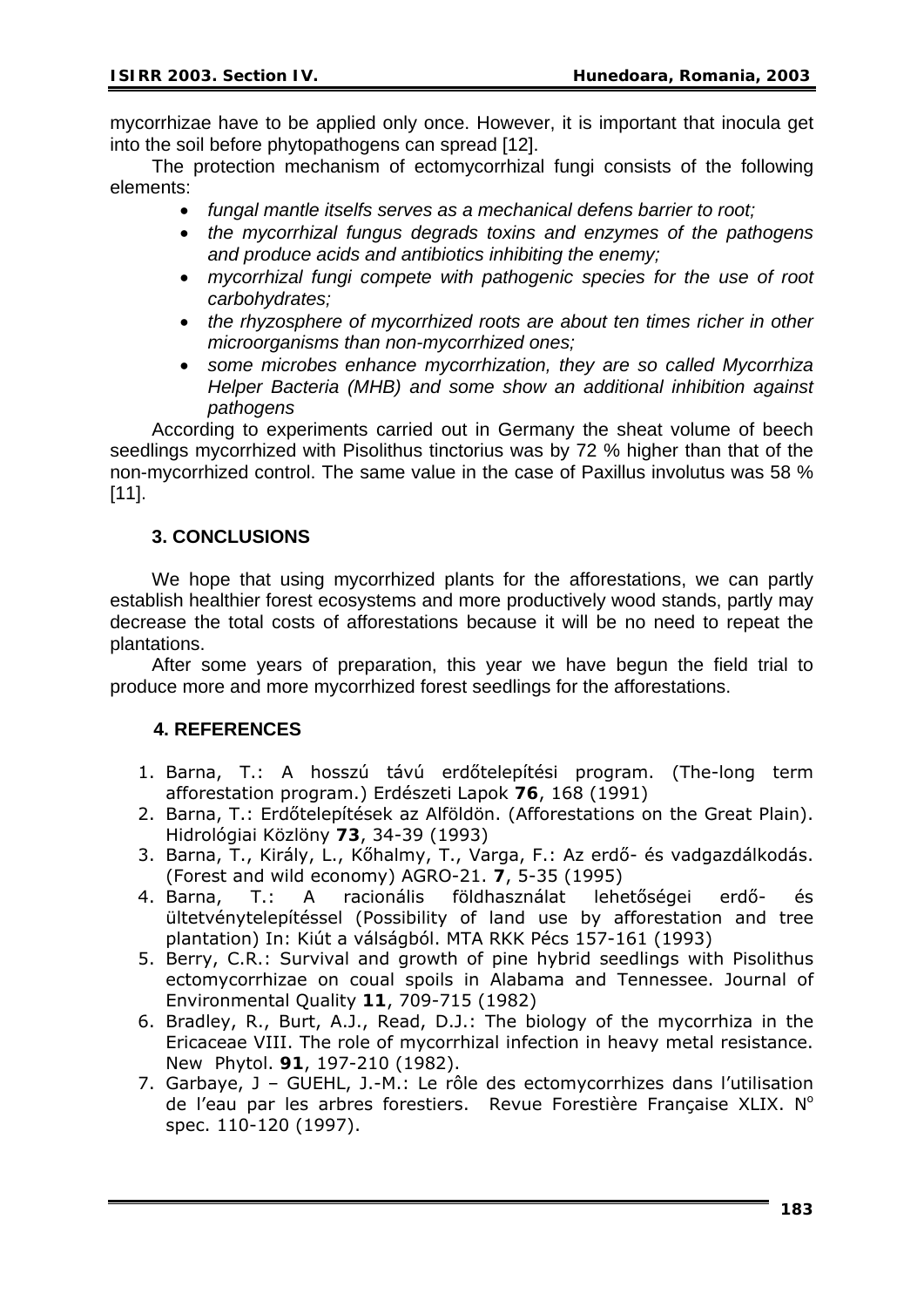mycorrhizae have to be applied only once. However, it is important that inocula get into the soil before phytopathogens can spread [12].

The protection mechanism of ectomycorrhizal fungi consists of the following elements:

- *fungal mantle itselfs serves as a mechanical defens barrier to root;*
- *the mycorrhizal fungus degrads toxins and enzymes of the pathogens and produce acids and antibiotics inhibiting the enemy;*
- *mycorrhizal fungi compete with pathogenic species for the use of root carbohydrates;*
- *the rhyzosphere of mycorrhized roots are about ten times richer in other microorganisms than non-mycorrhized ones;*
- *some microbes enhance mycorrhization, they are so called Mycorrhiza Helper Bacteria (MHB) and some show an additional inhibition against pathogens*

According to experiments carried out in Germany the sheat volume of beech seedlings mycorrhized with Pisolithus tinctorius was by 72 % higher than that of the non-mycorrhized control. The same value in the case of Paxillus involutus was 58 % [11].

## 3. CONCLUSIONS

We hope that using mycorrhized plants for the afforestations, we can partly establish healthier forest ecosystems and more productively wood stands, partly may decrease the total costs of afforestations because it will be no need to repeat the plantations.

After some years of preparation, this year we have begun the field trial to produce more and more mycorrhized forest seedlings for the afforestations.

## 4. REFERENCES

1. Barna, T.: A hosszú távú erdőtelepítési program. (The-long term afforestation program.) Erdészeti Lapok **76**, 168 (1991)
2. Barna, T.: Erdőtelepítések az Alföldön. (Afforestations on the Great Plain). Hidrológiai Közlöny **73**, 34-39 (1993)
3. Barna, T., Király, L., Kőhalmy, T., Varga, F.: Az erdő- és vadgazdálkodás. (Forest and wild economy) AGRO-21. **7**, 5-35 (1995)
4. Barna, T.: A racionális földhasználat lehetőségei erdő- és ültetvénytelepítéssel (Possibility of land use by afforestation and tree plantation) In: Kiút a válságból. MTA RKK Pécs 157-161 (1993)
5. Berry, C.R.: Survival and growth of pine hybrid seedlings with Pisolithus ectomycorrhizae on coual spoils in Alabama and Tennessee. Journal of Environmental Quality **11**, 709-715 (1982)
6. Bradley, R., Burt, A.J., Read, D.J.: The biology of the mycorrhiza in the Ericaceae VIII. The role of mycorrhizal infection in heavy metal resistance. New Phytol. **91**, 197-210 (1982).
7. Garbaye, J – GUEHL, J.-M.: Le rôle des ectomycorrhizes dans l'utilisation de l'eau par les arbres forestiers. Revue Forestière Française XLIX. N° spec. 110-120 (1997).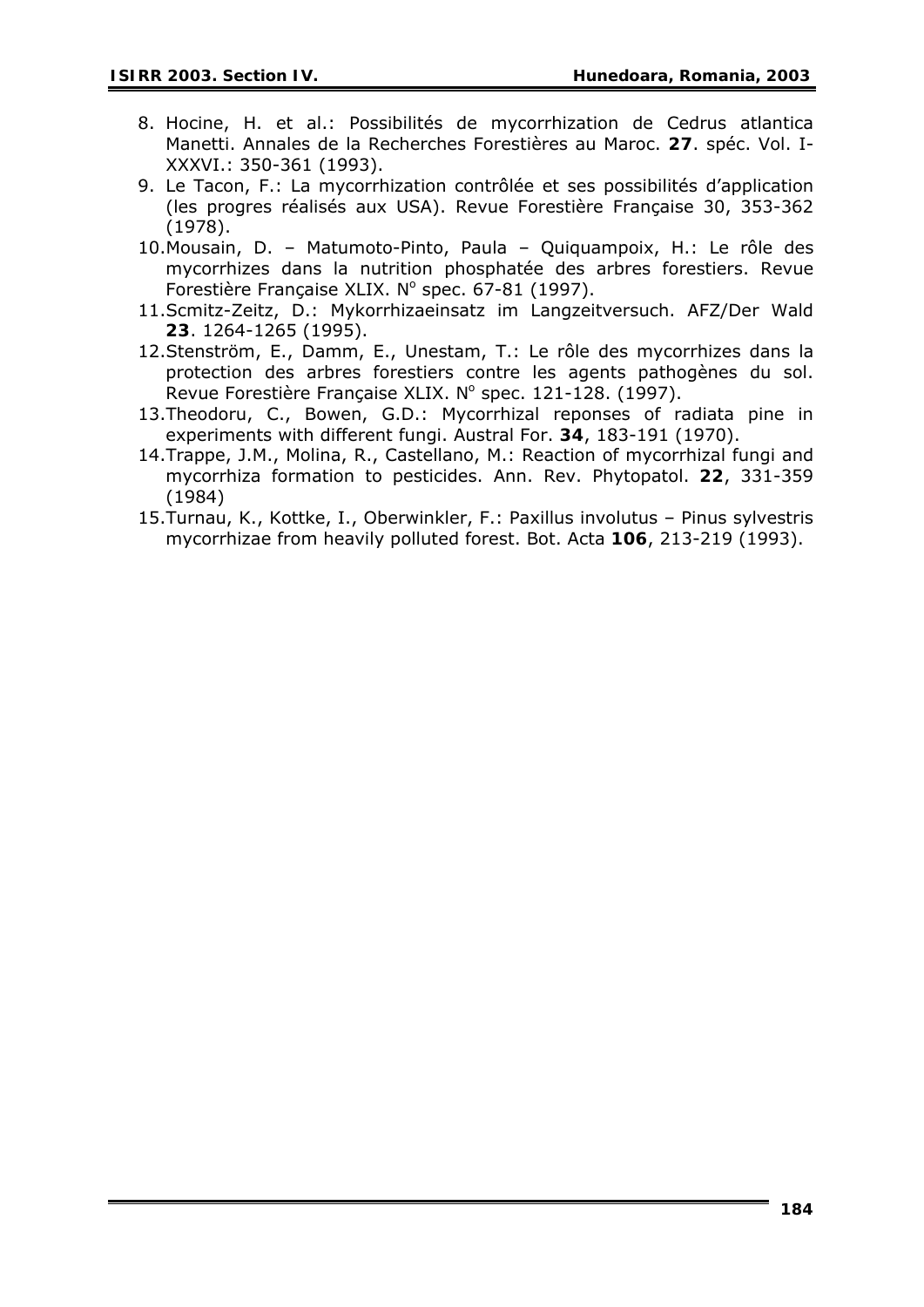8. Hocine, H. et al.: Possibilités de mycorrhization de Cedrus atlantica Manetti. Annales de la Recherches Forestières au Maroc. **27**. spéc. Vol. I-XXXVI.: 350-361 (1993).
9. Le Tacon, F.: La mycorrhization contrôlée et ses possibilités d'application (les progres réalisés aux USA). Revue Forestière Française 30, 353-362 (1978).
10. Mousain, D. – Matumoto-Pinto, Paula – Quiquampoix, H.: Le rôle des mycorrhizes dans la nutrition phosphatée des arbres forestiers. Revue Forestière Française XLIX. N° spec. 67-81 (1997).
11. Scmitz-Zeitz, D.: Mykorrhizaeinsatz im Langzeitversuch. AFZ/Der Wald **23**. 1264-1265 (1995).
12. Stenström, E., Damm, E., Unestam, T.: Le rôle des mycorrhizes dans la protection des arbres forestiers contre les agents pathogènes du sol. Revue Forestière Française XLIX. N° spec. 121-128. (1997).
13. Theodoru, C., Bowen, G.D.: Mycorrhizal reponses of radiata pine in experiments with different fungi. Austral For. **34**, 183-191 (1970).
14. Trappe, J.M., Molina, R., Castellano, M.: Reaction of mycorrhizal fungi and mycorrhiza formation to pesticides. Ann. Rev. Phytopatol. **22**, 331-359 (1984)
15. Turnau, K., Kottke, I., Oberwinkler, F.: Paxillus involutus – Pinus sylvestris mycorrhizae from heavily polluted forest. Bot. Acta **106**, 213-219 (1993).